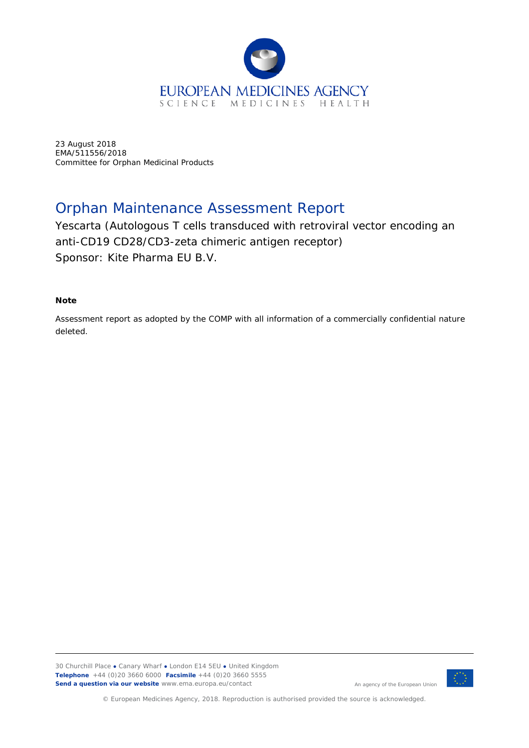EUROPEAN MEDICINES AGENCY
SCIENCE MEDICINES HEALTH

23 August 2018
EMA/511556/2018
Committee for Orphan Medicinal Products

# Orphan Maintenance Assessment Report

Yescarta (Autologous T cells transduced with retroviral vector encoding an anti-CD19 CD28/CD3-zeta chimeric antigen receptor)
Sponsor: Kite Pharma EU B.V.

**Note**

Assessment report as adopted by the COMP with all information of a commercially confidential nature deleted.

30 Churchill Place ● Canary Wharf ● London E14 5EU ● United Kingdom
**Telephone** +44 (0)20 3660 6000 **Facsimile** +44 (0)20 3660 5555
**Send a question via our website** www.ema.europa.eu/contact

An agency of the European Union

© European Medicines Agency, 2018. Reproduction is authorised provided the source is acknowledged.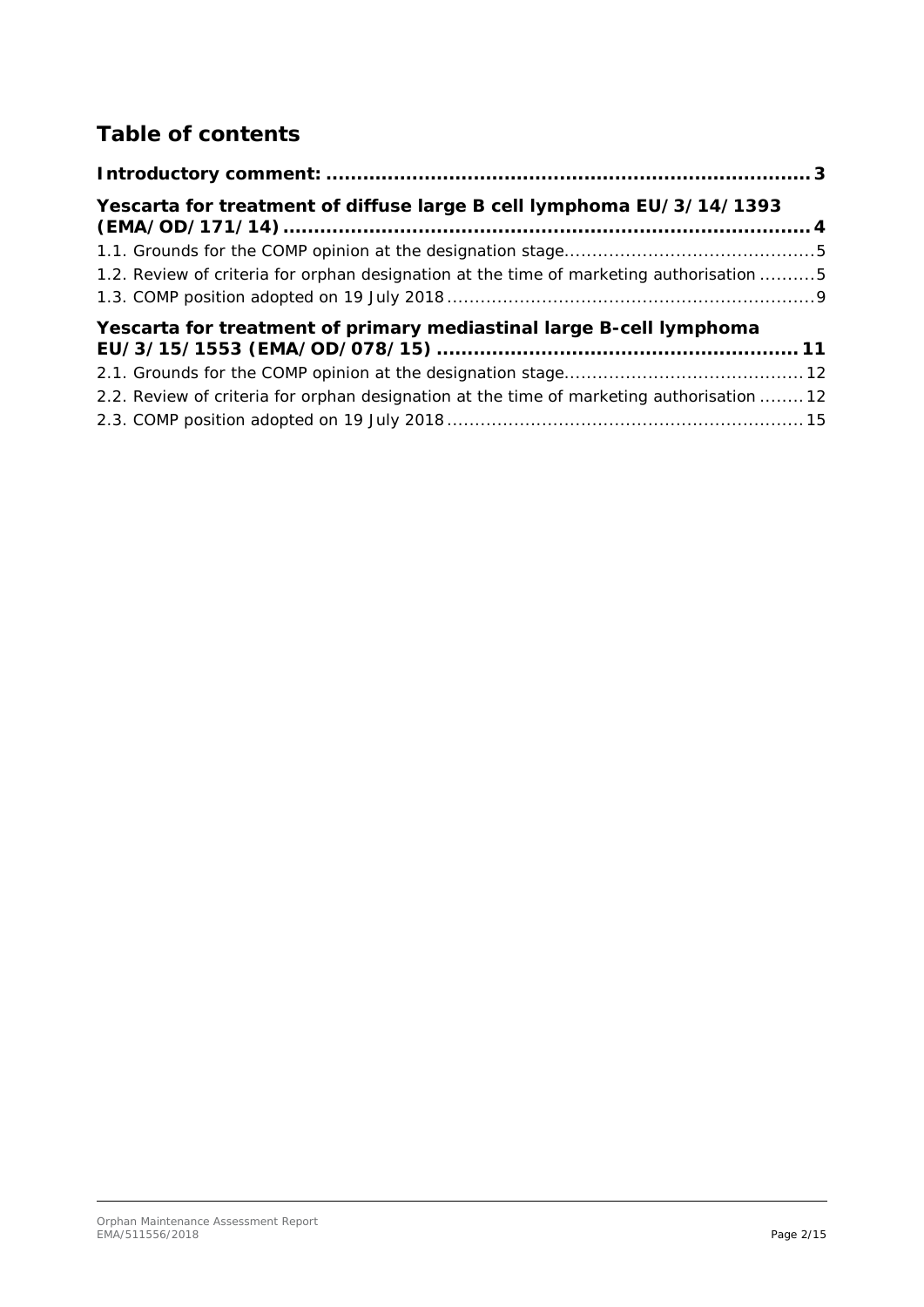## Table of contents

**Introductory comment:** ............................................................................... **3**

**Yescarta for treatment of diffuse large B cell lymphoma EU/3/14/1393 (EMA/OD/171/14)** ...................................................................................... **4**

1.1. Grounds for the COMP opinion at the designation stage............................................. 5

1.2. Review of criteria for orphan designation at the time of marketing authorisation .......... 5

1.3. COMP position adopted on 19 July 2018 ................................................................. 9

**Yescarta for treatment of primary mediastinal large B-cell lymphoma EU/3/15/1553 (EMA/OD/078/15)** ......................................................... **11**

2.1. Grounds for the COMP opinion at the designation stage........................................... 12

2.2. Review of criteria for orphan designation at the time of marketing authorisation ........ 12

2.3. COMP position adopted on 19 July 2018 ............................................................... 15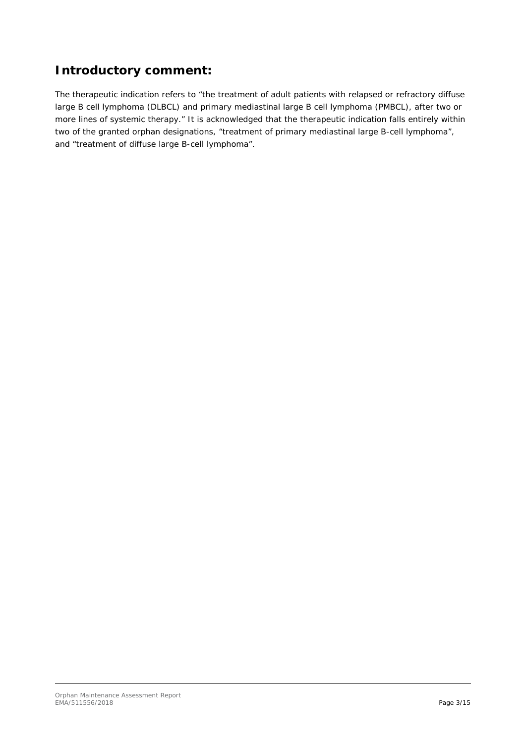## Introductory comment:

The therapeutic indication refers to "the treatment of adult patients with relapsed or refractory diffuse large B cell lymphoma (DLBCL) and primary mediastinal large B cell lymphoma (PMBCL), after two or more lines of systemic therapy." It is acknowledged that the therapeutic indication falls entirely within two of the granted orphan designations, "treatment of primary mediastinal large B-cell lymphoma", and "treatment of diffuse large B-cell lymphoma".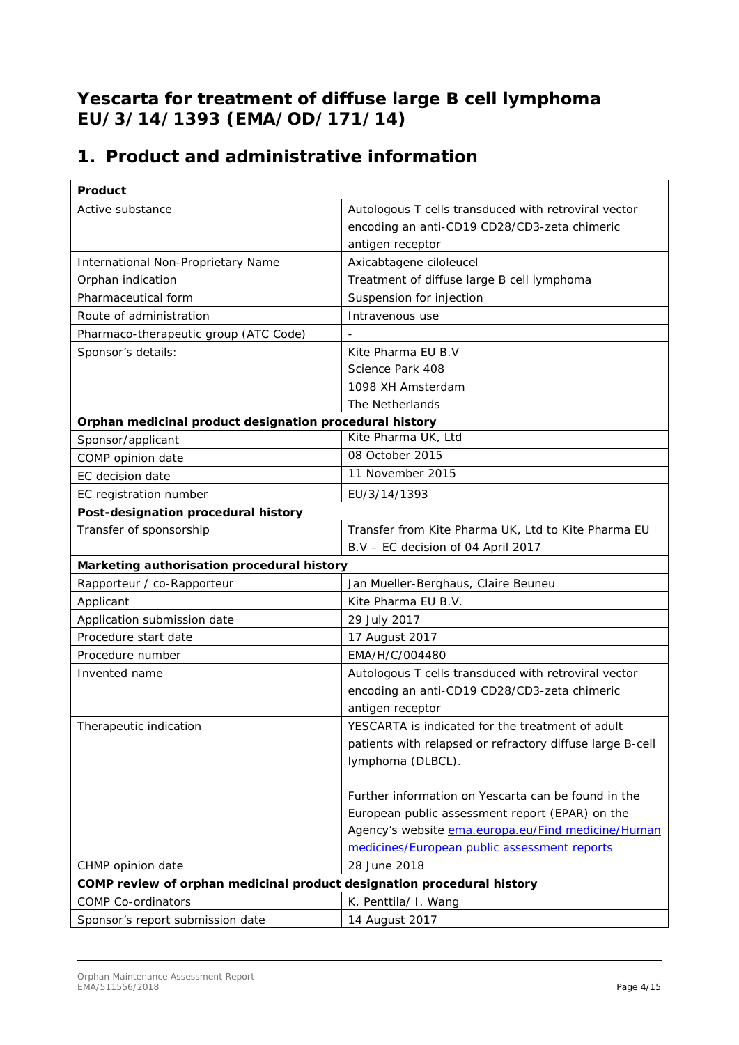# Yescarta for treatment of diffuse large B cell lymphoma EU/3/14/1393 (EMA/OD/171/14)

## 1. Product and administrative information

| Product | |
|---|---|
| Active substance | Autologous T cells transduced with retroviral vector encoding an anti-CD19 CD28/CD3-zeta chimeric antigen receptor |
| International Non-Proprietary Name | Axicabtagene ciloleucel |
| Orphan indication | Treatment of diffuse large B cell lymphoma |
| Pharmaceutical form | Suspension for injection |
| Route of administration | Intravenous use |
| Pharmaco-therapeutic group (ATC Code) | - |
| Sponsor's details: | Kite Pharma EU B.V<br>Science Park 408<br>1098 XH Amsterdam<br>The Netherlands |
| **Orphan medicinal product designation procedural history** | |
| Sponsor/applicant | Kite Pharma UK, Ltd |
| COMP opinion date | 08 October 2015 |
| EC decision date | 11 November 2015 |
| EC registration number | EU/3/14/1393 |
| **Post-designation procedural history** | |
| Transfer of sponsorship | Transfer from Kite Pharma UK, Ltd to Kite Pharma EU B.V – EC decision of 04 April 2017 |
| **Marketing authorisation procedural history** | |
| Rapporteur / co-Rapporteur | Jan Mueller-Berghaus, Claire Beuneu |
| Applicant | Kite Pharma EU B.V. |
| Application submission date | 29 July 2017 |
| Procedure start date | 17 August 2017 |
| Procedure number | EMA/H/C/004480 |
| Invented name | Autologous T cells transduced with retroviral vector encoding an anti-CD19 CD28/CD3-zeta chimeric antigen receptor |
| Therapeutic indication | YESCARTA is indicated for the treatment of adult patients with relapsed or refractory diffuse large B-cell lymphoma (DLBCL).<br><br>Further information on Yescarta can be found in the European public assessment report (EPAR) on the Agency's website ema.europa.eu/Find medicine/Human medicines/European public assessment reports |
| CHMP opinion date | 28 June 2018 |
| **COMP review of orphan medicinal product designation procedural history** | |
| COMP Co-ordinators | K. Penttila/ I. Wang |
| Sponsor's report submission date | 14 August 2017 |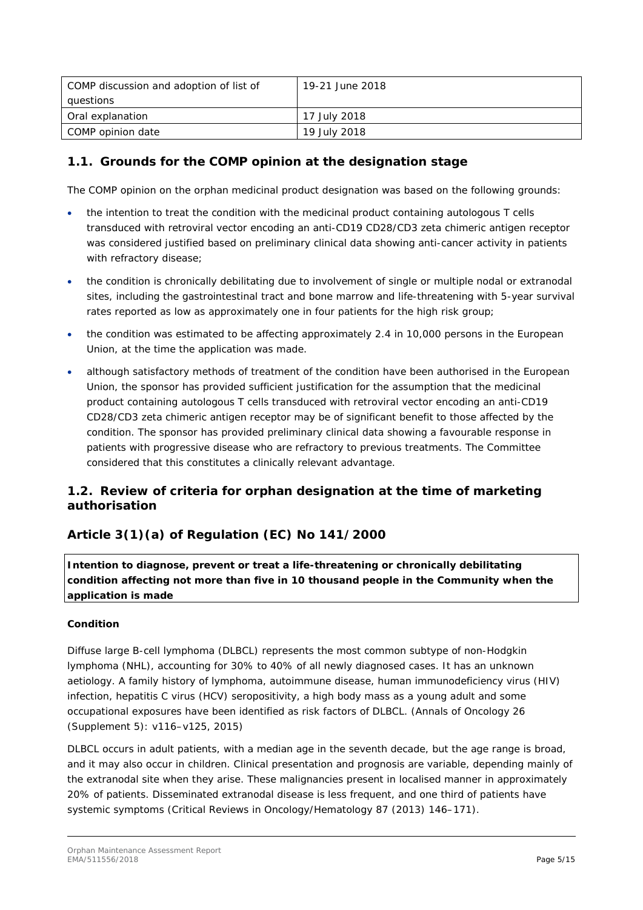| COMP discussion and adoption of list of questions | 19-21 June 2018 |
| --- | --- |
| Oral explanation | 17 July 2018 |
| COMP opinion date | 19 July 2018 |

## 1.1. Grounds for the COMP opinion at the designation stage

The COMP opinion on the orphan medicinal product designation was based on the following grounds:

- the intention to treat the condition with the medicinal product containing autologous T cells transduced with retroviral vector encoding an anti-CD19 CD28/CD3 zeta chimeric antigen receptor was considered justified based on preliminary clinical data showing anti-cancer activity in patients with refractory disease;
- the condition is chronically debilitating due to involvement of single or multiple nodal or extranodal sites, including the gastrointestinal tract and bone marrow and life-threatening with 5-year survival rates reported as low as approximately one in four patients for the high risk group;
- the condition was estimated to be affecting approximately 2.4 in 10,000 persons in the European Union, at the time the application was made.
- although satisfactory methods of treatment of the condition have been authorised in the European Union, the sponsor has provided sufficient justification for the assumption that the medicinal product containing autologous T cells transduced with retroviral vector encoding an anti-CD19 CD28/CD3 zeta chimeric antigen receptor may be of significant benefit to those affected by the condition. The sponsor has provided preliminary clinical data showing a favourable response in patients with progressive disease who are refractory to previous treatments. The Committee considered that this constitutes a clinically relevant advantage.

## 1.2. Review of criteria for orphan designation at the time of marketing authorisation

## Article 3(1)(a) of Regulation (EC) No 141/2000

**Intention to diagnose, prevent or treat a life-threatening or chronically debilitating condition affecting not more than five in 10 thousand people in the Community when the application is made**

**Condition**

Diffuse large B-cell lymphoma (DLBCL) represents the most common subtype of non-Hodgkin lymphoma (NHL), accounting for 30% to 40% of all newly diagnosed cases. It has an unknown aetiology. A family history of lymphoma, autoimmune disease, human immunodeficiency virus (HIV) infection, hepatitis C virus (HCV) seropositivity, a high body mass as a young adult and some occupational exposures have been identified as risk factors of DLBCL. (Annals of Oncology 26 (Supplement 5): v116–v125, 2015)

DLBCL occurs in adult patients, with a median age in the seventh decade, but the age range is broad, and it may also occur in children. Clinical presentation and prognosis are variable, depending mainly of the extranodal site when they arise. These malignancies present in localised manner in approximately 20% of patients. Disseminated extranodal disease is less frequent, and one third of patients have systemic symptoms (Critical Reviews in Oncology/Hematology 87 (2013) 146–171).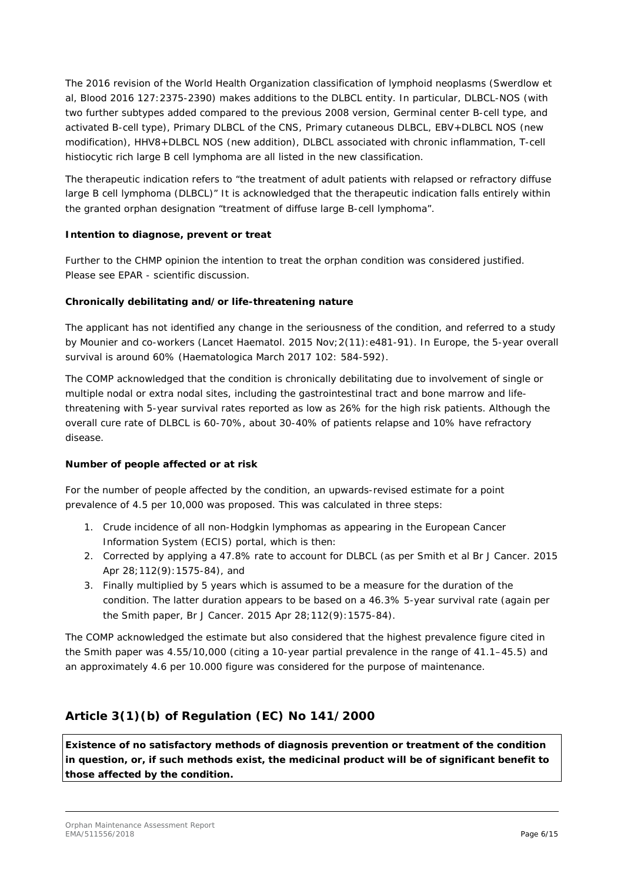The 2016 revision of the World Health Organization classification of lymphoid neoplasms (Swerdlow et al, Blood 2016 127:2375-2390) makes additions to the DLBCL entity. In particular, DLBCL-NOS (with two further subtypes added compared to the previous 2008 version, Germinal center B-cell type, and activated B-cell type), Primary DLBCL of the CNS, Primary cutaneous DLBCL, EBV+DLBCL NOS (new modification), HHV8+DLBCL NOS (new addition), DLBCL associated with chronic inflammation, T-cell histiocytic rich large B cell lymphoma are all listed in the new classification.

The therapeutic indication refers to "the treatment of adult patients with relapsed or refractory diffuse large B cell lymphoma (DLBCL)" It is acknowledged that the therapeutic indication falls entirely within the granted orphan designation "treatment of diffuse large B-cell lymphoma".

**Intention to diagnose, prevent or treat**

Further to the CHMP opinion the intention to treat the orphan condition was considered justified. Please see EPAR - scientific discussion.

**Chronically debilitating and/or life-threatening nature**

The applicant has not identified any change in the seriousness of the condition, and referred to a study by Mounier and co-workers (Lancet Haematol. 2015 Nov;2(11):e481-91). In Europe, the 5-year overall survival is around 60% (Haematologica March 2017 102: 584-592).

The COMP acknowledged that the condition is chronically debilitating due to involvement of single or multiple nodal or extra nodal sites, including the gastrointestinal tract and bone marrow and life-threatening with 5-year survival rates reported as low as 26% for the high risk patients. Although the overall cure rate of DLBCL is 60-70%, about 30-40% of patients relapse and 10% have refractory disease.

**Number of people affected or at risk**

For the number of people affected by the condition, an upwards-revised estimate for a point prevalence of 4.5 per 10,000 was proposed. This was calculated in three steps:

1. Crude incidence of all non-Hodgkin lymphomas as appearing in the European Cancer Information System (ECIS) portal, which is then:
2. Corrected by applying a 47.8% rate to account for DLBCL (as per Smith et al Br J Cancer. 2015 Apr 28;112(9):1575-84), and
3. Finally multiplied by 5 years which is assumed to be a measure for the duration of the condition. The latter duration appears to be based on a 46.3% 5-year survival rate (again per the Smith paper, Br J Cancer. 2015 Apr 28;112(9):1575-84).

The COMP acknowledged the estimate but also considered that the highest prevalence figure cited in the Smith paper was 4.55/10,000 (citing a 10-year partial prevalence in the range of 41.1–45.5) and an approximately 4.6 per 10.000 figure was considered for the purpose of maintenance.

## Article 3(1)(b) of Regulation (EC) No 141/2000

**Existence of no satisfactory methods of diagnosis prevention or treatment of the condition in question, or, if such methods exist, the medicinal product will be of significant benefit to those affected by the condition.**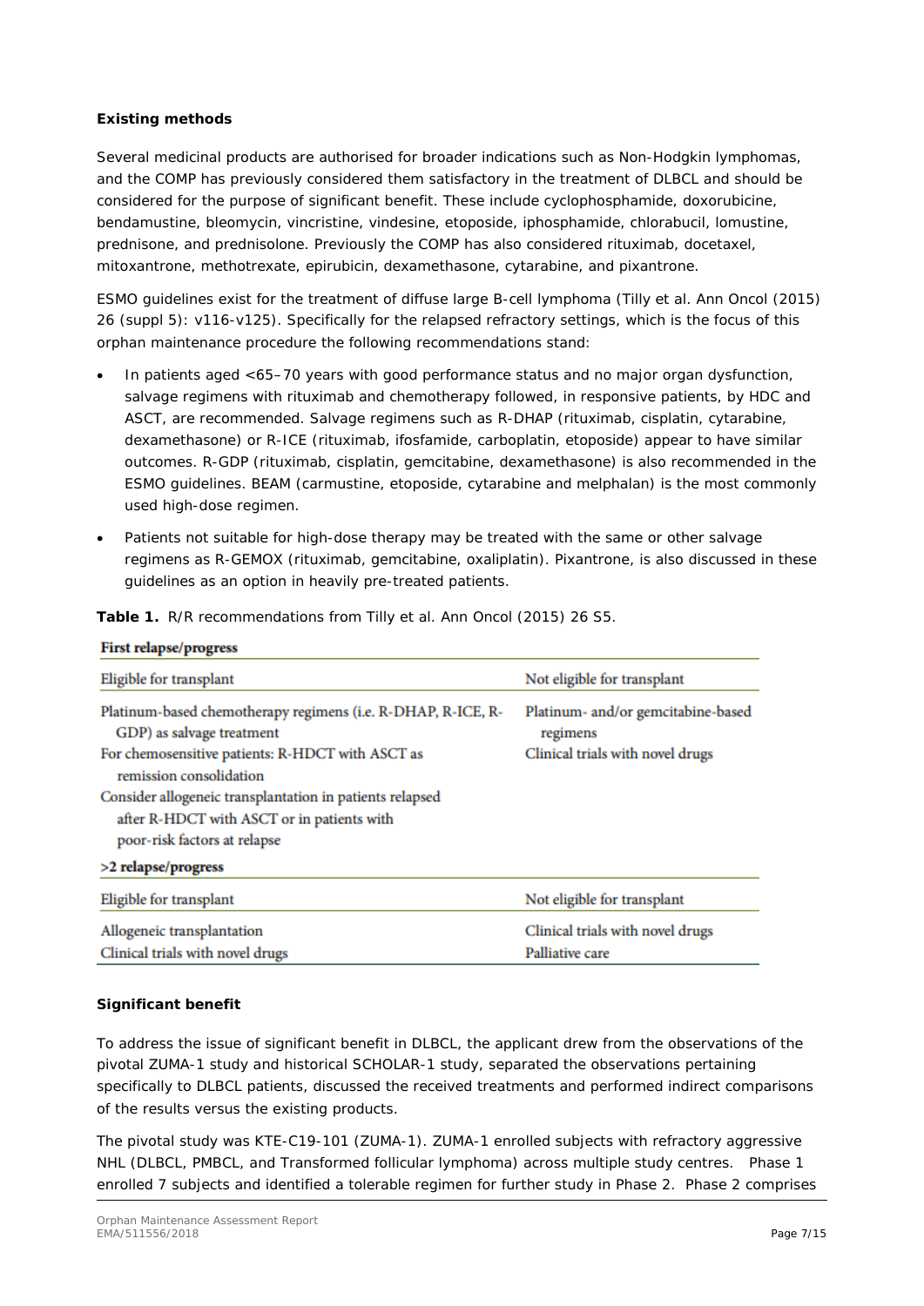**Existing methods**

Several medicinal products are authorised for broader indications such as Non-Hodgkin lymphomas, and the COMP has previously considered them satisfactory in the treatment of DLBCL and should be considered for the purpose of significant benefit. These include cyclophosphamide, doxorubicine, bendamustine, bleomycin, vincristine, vindesine, etoposide, iphosphamide, chlorabucil, lomustine, prednisone, and prednisolone. Previously the COMP has also considered rituximab, docetaxel, mitoxantrone, methotrexate, epirubicin, dexamethasone, cytarabine, and pixantrone.

ESMO guidelines exist for the treatment of diffuse large B-cell lymphoma (Tilly et al. Ann Oncol (2015) 26 (suppl 5): v116-v125). Specifically for the relapsed refractory settings, which is the focus of this orphan maintenance procedure the following recommendations stand:

- In patients aged <65–70 years with good performance status and no major organ dysfunction, salvage regimens with rituximab and chemotherapy followed, in responsive patients, by HDC and ASCT, are recommended. Salvage regimens such as R-DHAP (rituximab, cisplatin, cytarabine, dexamethasone) or R-ICE (rituximab, ifosfamide, carboplatin, etoposide) appear to have similar outcomes. R-GDP (rituximab, cisplatin, gemcitabine, dexamethasone) is also recommended in the ESMO guidelines. BEAM (carmustine, etoposide, cytarabine and melphalan) is the most commonly used high-dose regimen.
- Patients not suitable for high-dose therapy may be treated with the same or other salvage regimens as R-GEMOX (rituximab, gemcitabine, oxaliplatin). Pixantrone, is also discussed in these guidelines as an option in heavily pre-treated patients.

**Table 1.** R/R recommendations from Tilly et al. Ann Oncol (2015) 26 S5.

| **First relapse/progress** | |
|---|---|
| Eligible for transplant | Not eligible for transplant |
| Platinum-based chemotherapy regimens (i.e. R-DHAP, R-ICE, R-GDP) as salvage treatment<br>For chemosensitive patients: R-HDCT with ASCT as remission consolidation<br>Consider allogeneic transplantation in patients relapsed after R-HDCT with ASCT or in patients with poor-risk factors at relapse | Platinum- and/or gemcitabine-based regimens<br>Clinical trials with novel drugs |
| **>2 relapse/progress** | |
| Eligible for transplant | Not eligible for transplant |
| Allogeneic transplantation<br>Clinical trials with novel drugs | Clinical trials with novel drugs<br>Palliative care |

**Significant benefit**

To address the issue of significant benefit in DLBCL, the applicant drew from the observations of the pivotal ZUMA-1 study and historical SCHOLAR-1 study, separated the observations pertaining specifically to DLBCL patients, discussed the received treatments and performed indirect comparisons of the results versus the existing products.

The pivotal study was KTE-C19-101 (ZUMA-1). ZUMA-1 enrolled subjects with refractory aggressive NHL (DLBCL, PMBCL, and Transformed follicular lymphoma) across multiple study centres. Phase 1 enrolled 7 subjects and identified a tolerable regimen for further study in Phase 2. Phase 2 comprises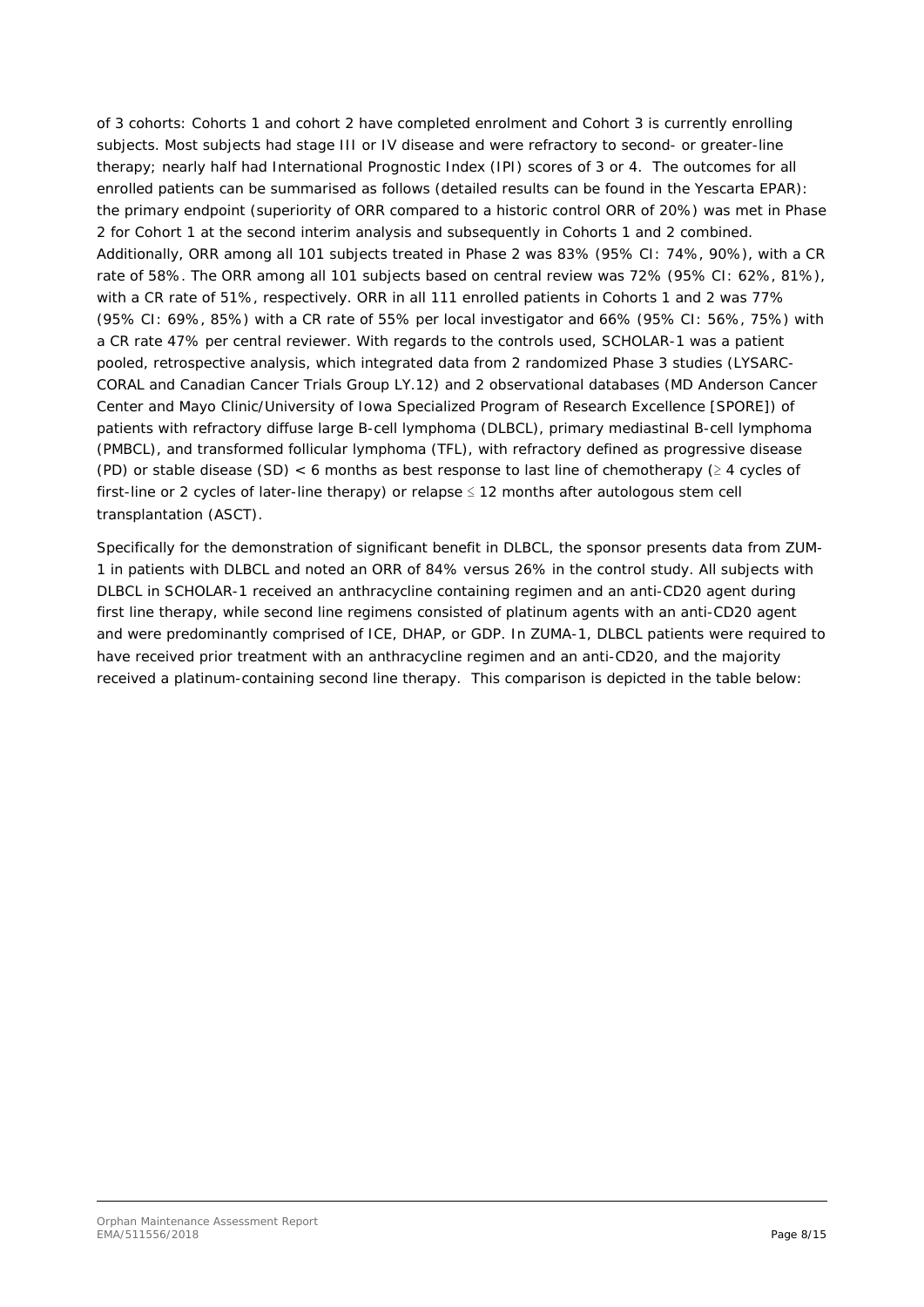of 3 cohorts: Cohorts 1 and cohort 2 have completed enrolment and Cohort 3 is currently enrolling subjects. Most subjects had stage III or IV disease and were refractory to second- or greater-line therapy; nearly half had International Prognostic Index (IPI) scores of 3 or 4. The outcomes for all enrolled patients can be summarised as follows (detailed results can be found in the Yescarta EPAR): the primary endpoint (superiority of ORR compared to a historic control ORR of 20%) was met in Phase 2 for Cohort 1 at the second interim analysis and subsequently in Cohorts 1 and 2 combined. Additionally, ORR among all 101 subjects treated in Phase 2 was 83% (95% CI: 74%, 90%), with a CR rate of 58%. The ORR among all 101 subjects based on central review was 72% (95% CI: 62%, 81%), with a CR rate of 51%, respectively. ORR in all 111 enrolled patients in Cohorts 1 and 2 was 77% (95% CI: 69%, 85%) with a CR rate of 55% per local investigator and 66% (95% CI: 56%, 75%) with a CR rate 47% per central reviewer. With regards to the controls used, SCHOLAR-1 was a patient pooled, retrospective analysis, which integrated data from 2 randomized Phase 3 studies (LYSARC-CORAL and Canadian Cancer Trials Group LY.12) and 2 observational databases (MD Anderson Cancer Center and Mayo Clinic/University of Iowa Specialized Program of Research Excellence [SPORE]) of patients with refractory diffuse large B-cell lymphoma (DLBCL), primary mediastinal B-cell lymphoma (PMBCL), and transformed follicular lymphoma (TFL), with refractory defined as progressive disease (PD) or stable disease (SD) < 6 months as best response to last line of chemotherapy (≥ 4 cycles of first-line or 2 cycles of later-line therapy) or relapse ≤ 12 months after autologous stem cell transplantation (ASCT).

Specifically for the demonstration of significant benefit in DLBCL, the sponsor presents data from ZUM-1 in patients with DLBCL and noted an ORR of 84% versus 26% in the control study. All subjects with DLBCL in SCHOLAR-1 received an anthracycline containing regimen and an anti-CD20 agent during first line therapy, while second line regimens consisted of platinum agents with an anti-CD20 agent and were predominantly comprised of ICE, DHAP, or GDP. In ZUMA-1, DLBCL patients were required to have received prior treatment with an anthracycline regimen and an anti-CD20, and the majority received a platinum-containing second line therapy. This comparison is depicted in the table below: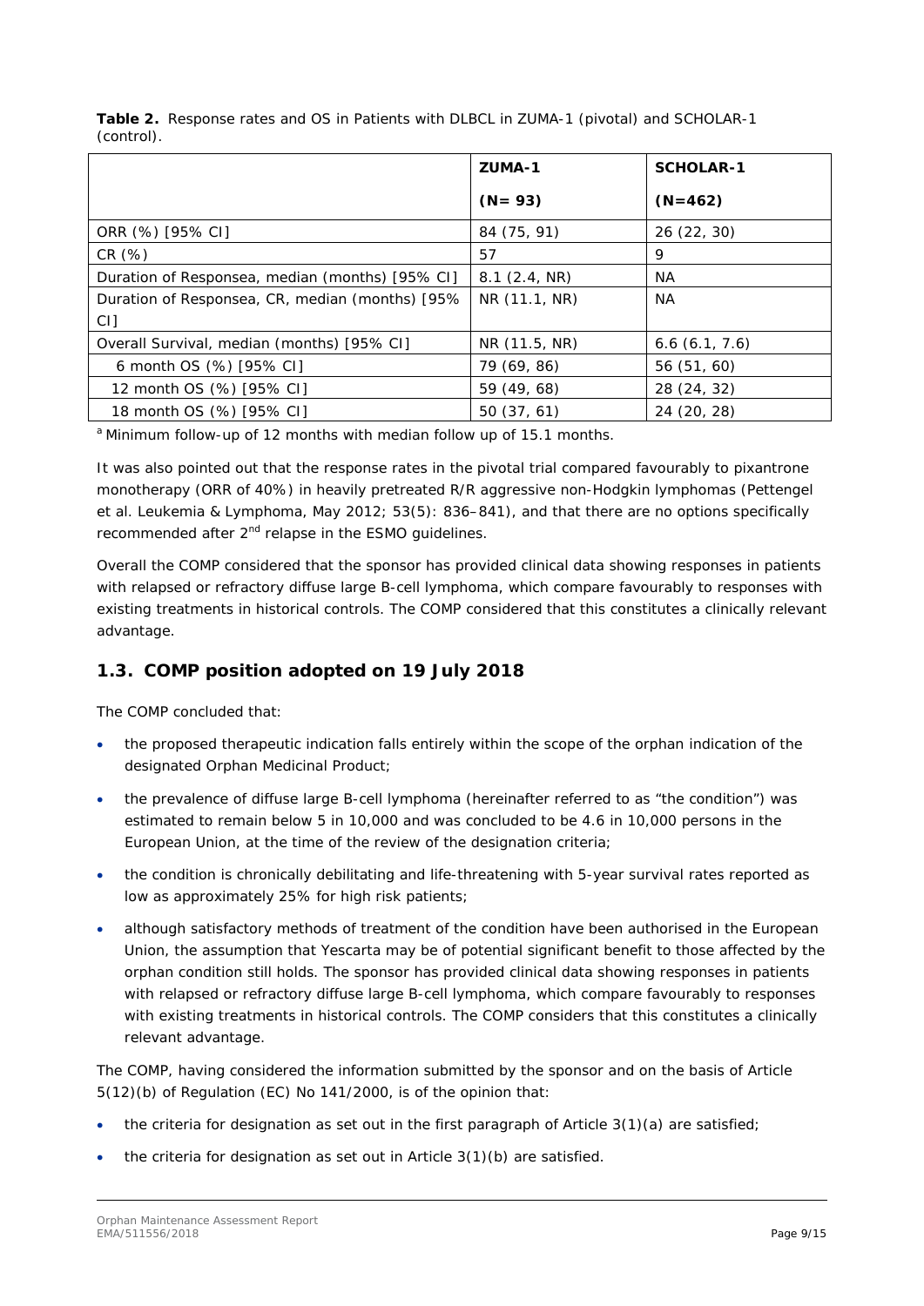**Table 2.** Response rates and OS in Patients with DLBCL in ZUMA-1 (pivotal) and SCHOLAR-1 (control).

| | ZUMA-1 (N= 93) | SCHOLAR-1 (N=462) |
|---|---|---|
| ORR (%) [95% CI] | 84 (75, 91) | 26 (22, 30) |
| CR (%) | 57 | 9 |
| Duration of Responsea, median (months) [95% CI] | 8.1 (2.4, NR) | NA |
| Duration of Responsea, CR, median (months) [95% CI] | NR (11.1, NR) | NA |
| Overall Survival, median (months) [95% CI] | NR (11.5, NR) | 6.6 (6.1, 7.6) |
| 6 month OS (%) [95% CI] | 79 (69, 86) | 56 (51, 60) |
| 12 month OS (%) [95% CI] | 59 (49, 68) | 28 (24, 32) |
| 18 month OS (%) [95% CI] | 50 (37, 61) | 24 (20, 28) |

[a] Minimum follow-up of 12 months with median follow up of 15.1 months.

It was also pointed out that the response rates in the pivotal trial compared favourably to pixantrone monotherapy (ORR of 40%) in heavily pretreated R/R aggressive non-Hodgkin lymphomas (Pettengel et al. Leukemia & Lymphoma, May 2012; 53(5): 836–841), and that there are no options specifically recommended after 2nd relapse in the ESMO guidelines.

Overall the COMP considered that the sponsor has provided clinical data showing responses in patients with relapsed or refractory diffuse large B-cell lymphoma, which compare favourably to responses with existing treatments in historical controls. The COMP considered that this constitutes a clinically relevant advantage.

## 1.3. COMP position adopted on 19 July 2018

The COMP concluded that:

- the proposed therapeutic indication falls entirely within the scope of the orphan indication of the designated Orphan Medicinal Product;
- the prevalence of diffuse large B-cell lymphoma (hereinafter referred to as "the condition") was estimated to remain below 5 in 10,000 and was concluded to be 4.6 in 10,000 persons in the European Union, at the time of the review of the designation criteria;
- the condition is chronically debilitating and life-threatening with 5-year survival rates reported as low as approximately 25% for high risk patients;
- although satisfactory methods of treatment of the condition have been authorised in the European Union, the assumption that Yescarta may be of potential significant benefit to those affected by the orphan condition still holds. The sponsor has provided clinical data showing responses in patients with relapsed or refractory diffuse large B-cell lymphoma, which compare favourably to responses with existing treatments in historical controls. The COMP considers that this constitutes a clinically relevant advantage.

The COMP, having considered the information submitted by the sponsor and on the basis of Article 5(12)(b) of Regulation (EC) No 141/2000, is of the opinion that:

- the criteria for designation as set out in the first paragraph of Article 3(1)(a) are satisfied;
- the criteria for designation as set out in Article 3(1)(b) are satisfied.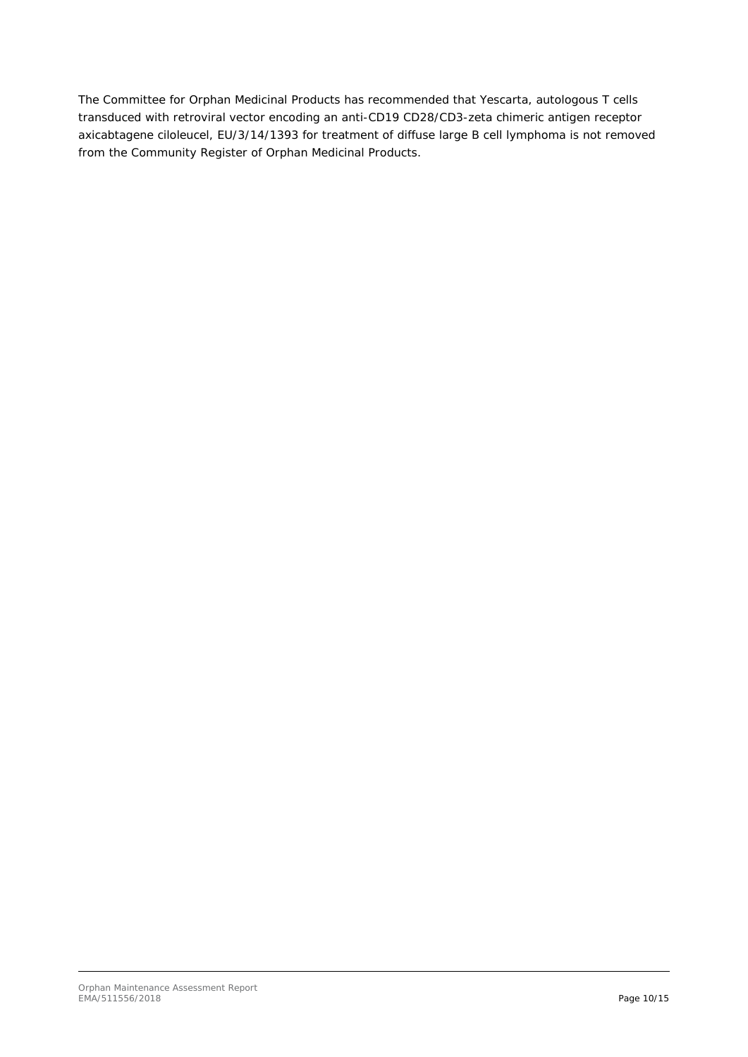The Committee for Orphan Medicinal Products has recommended that Yescarta, autologous T cells transduced with retroviral vector encoding an anti-CD19 CD28/CD3-zeta chimeric antigen receptor axicabtagene ciloleucel, EU/3/14/1393 for treatment of diffuse large B cell lymphoma is not removed from the Community Register of Orphan Medicinal Products.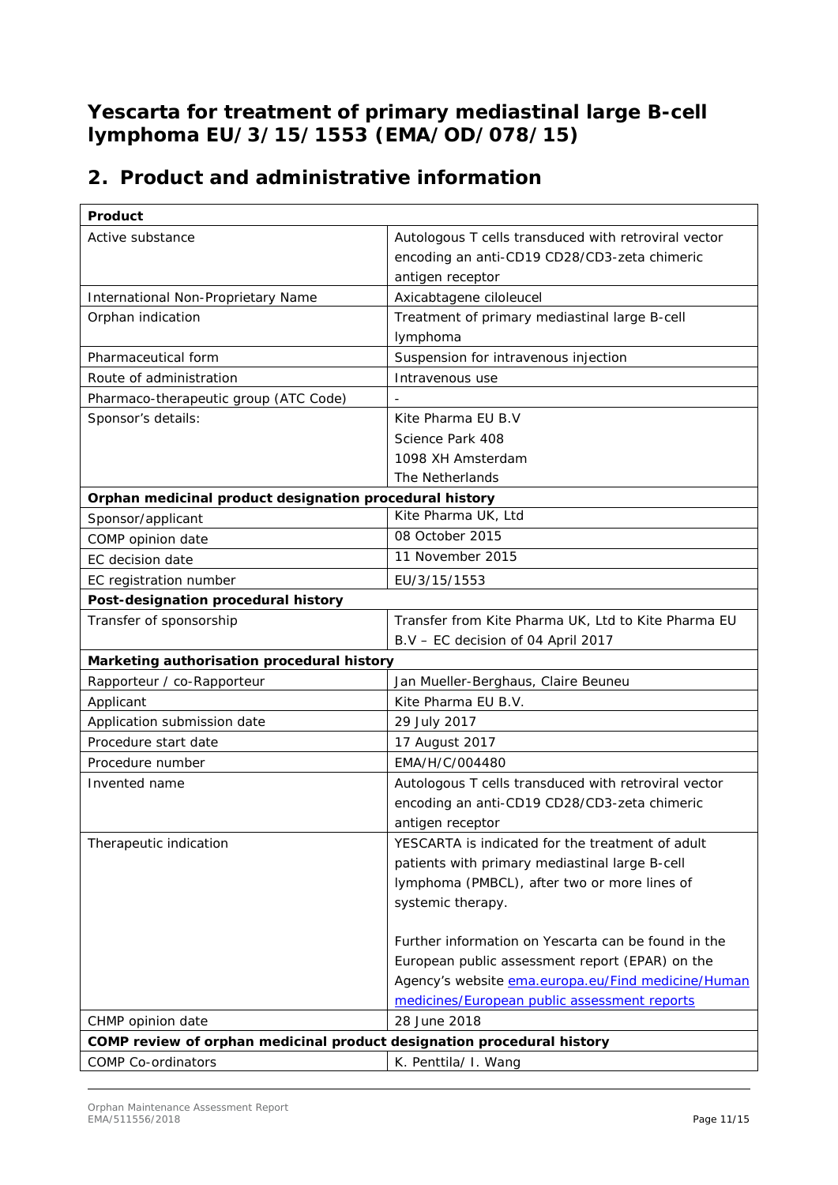# Yescarta for treatment of primary mediastinal large B-cell lymphoma EU/3/15/1553 (EMA/OD/078/15)

## 2. Product and administrative information

| **Product** | |
|---|---|
| Active substance | Autologous T cells transduced with retroviral vector encoding an anti-CD19 CD28/CD3-zeta chimeric antigen receptor |
| International Non-Proprietary Name | Axicabtagene ciloleucel |
| Orphan indication | Treatment of primary mediastinal large B-cell lymphoma |
| Pharmaceutical form | Suspension for intravenous injection |
| Route of administration | Intravenous use |
| Pharmaco-therapeutic group (ATC Code) | - |
| Sponsor's details: | Kite Pharma EU B.V<br>Science Park 408<br>1098 XH Amsterdam<br>The Netherlands |
| **Orphan medicinal product designation procedural history** | |
| Sponsor/applicant | Kite Pharma UK, Ltd |
| COMP opinion date | 08 October 2015 |
| EC decision date | 11 November 2015 |
| EC registration number | EU/3/15/1553 |
| **Post-designation procedural history** | |
| Transfer of sponsorship | Transfer from Kite Pharma UK, Ltd to Kite Pharma EU B.V – EC decision of 04 April 2017 |
| **Marketing authorisation procedural history** | |
| Rapporteur / co-Rapporteur | Jan Mueller-Berghaus, Claire Beuneu |
| Applicant | Kite Pharma EU B.V. |
| Application submission date | 29 July 2017 |
| Procedure start date | 17 August 2017 |
| Procedure number | EMA/H/C/004480 |
| Invented name | Autologous T cells transduced with retroviral vector encoding an anti-CD19 CD28/CD3-zeta chimeric antigen receptor |
| Therapeutic indication | YESCARTA is indicated for the treatment of adult patients with primary mediastinal large B-cell lymphoma (PMBCL), after two or more lines of systemic therapy.<br><br>Further information on Yescarta can be found in the European public assessment report (EPAR) on the Agency's website [ema.europa.eu/Find medicine/Human medicines/European public assessment reports](ema.europa.eu/Find medicine/Human medicines/European public assessment reports) |
| CHMP opinion date | 28 June 2018 |
| **COMP review of orphan medicinal product designation procedural history** | |
| COMP Co-ordinators | K. Penttila/ I. Wang |

Orphan Maintenance Assessment Report
EMA/511556/2018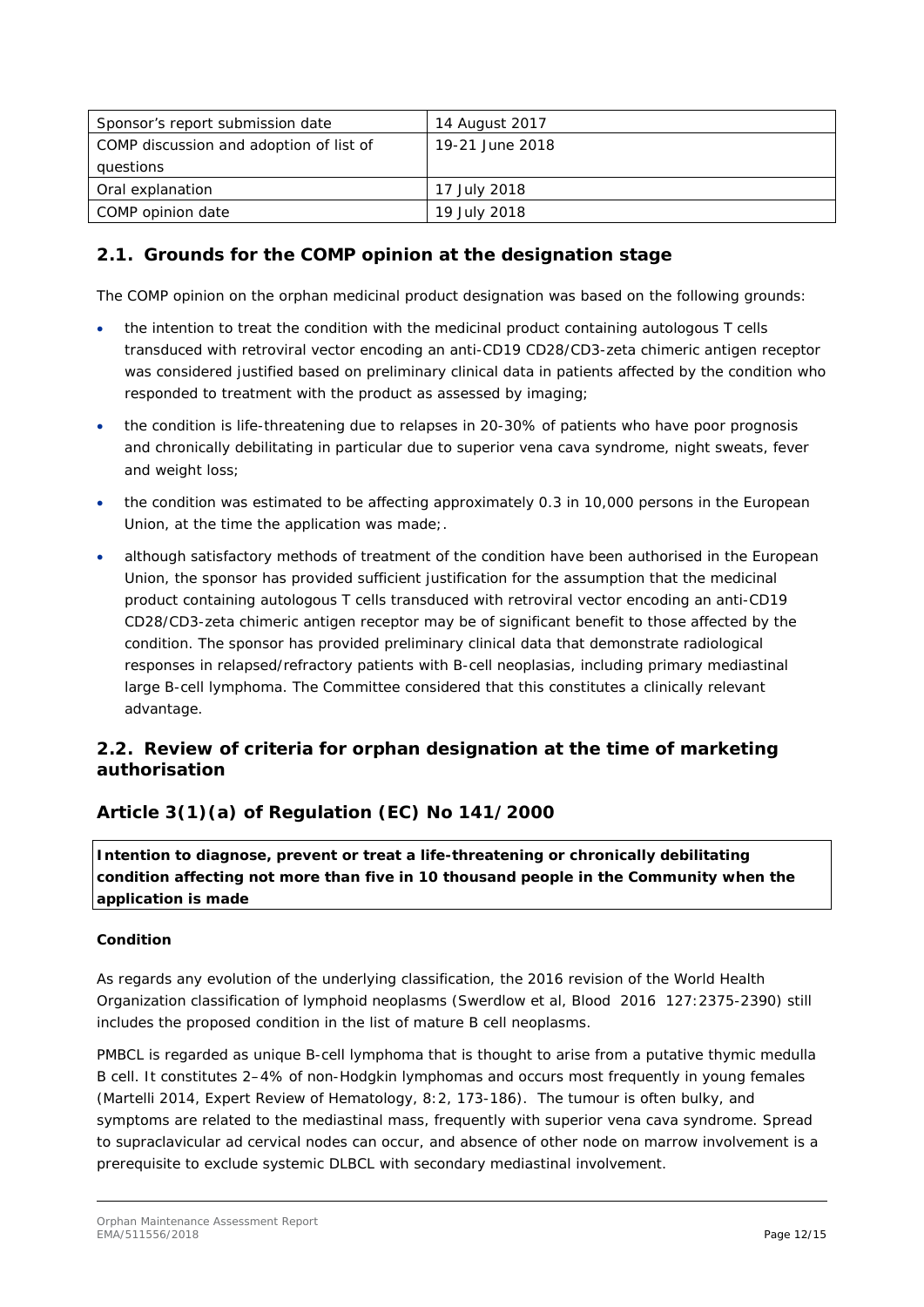| Sponsor's report submission date | 14 August 2017 |
| --- | --- |
| COMP discussion and adoption of list of questions | 19-21 June 2018 |
| Oral explanation | 17 July 2018 |
| COMP opinion date | 19 July 2018 |

## 2.1. Grounds for the COMP opinion at the designation stage

The COMP opinion on the orphan medicinal product designation was based on the following grounds:

- the intention to treat the condition with the medicinal product containing autologous T cells transduced with retroviral vector encoding an anti-CD19 CD28/CD3-zeta chimeric antigen receptor was considered justified based on preliminary clinical data in patients affected by the condition who responded to treatment with the product as assessed by imaging;
- the condition is life-threatening due to relapses in 20-30% of patients who have poor prognosis and chronically debilitating in particular due to superior vena cava syndrome, night sweats, fever and weight loss;
- the condition was estimated to be affecting approximately 0.3 in 10,000 persons in the European Union, at the time the application was made;.
- although satisfactory methods of treatment of the condition have been authorised in the European Union, the sponsor has provided sufficient justification for the assumption that the medicinal product containing autologous T cells transduced with retroviral vector encoding an anti-CD19 CD28/CD3-zeta chimeric antigen receptor may be of significant benefit to those affected by the condition. The sponsor has provided preliminary clinical data that demonstrate radiological responses in relapsed/refractory patients with B-cell neoplasias, including primary mediastinal large B-cell lymphoma. The Committee considered that this constitutes a clinically relevant advantage.

## 2.2. Review of criteria for orphan designation at the time of marketing authorisation

## Article 3(1)(a) of Regulation (EC) No 141/2000

**Intention to diagnose, prevent or treat a life-threatening or chronically debilitating condition affecting not more than five in 10 thousand people in the Community when the application is made**

**Condition**

As regards any evolution of the underlying classification, the 2016 revision of the World Health Organization classification of lymphoid neoplasms (Swerdlow et al, Blood 2016 127:2375-2390) still includes the proposed condition in the list of mature B cell neoplasms.

PMBCL is regarded as unique B-cell lymphoma that is thought to arise from a putative thymic medulla B cell. It constitutes 2–4% of non-Hodgkin lymphomas and occurs most frequently in young females (Martelli 2014, Expert Review of Hematology, 8:2, 173-186). The tumour is often bulky, and symptoms are related to the mediastinal mass, frequently with superior vena cava syndrome. Spread to supraclavicular ad cervical nodes can occur, and absence of other node on marrow involvement is a prerequisite to exclude systemic DLBCL with secondary mediastinal involvement.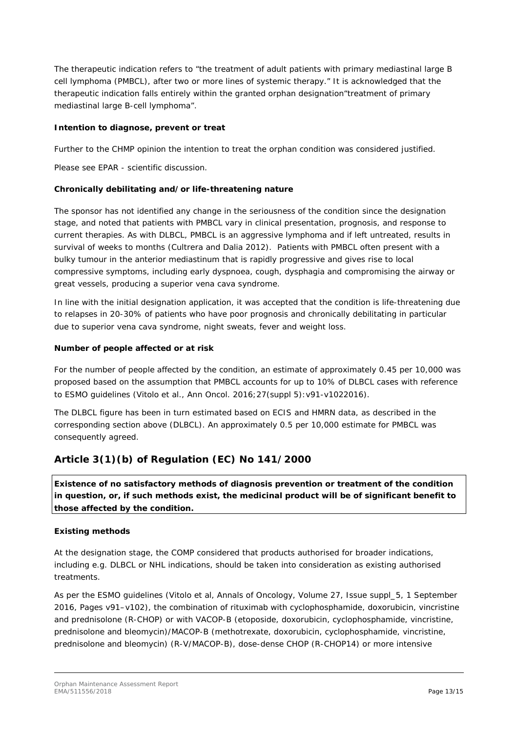The therapeutic indication refers to "the treatment of adult patients with primary mediastinal large B cell lymphoma (PMBCL), after two or more lines of systemic therapy." It is acknowledged that the therapeutic indication falls entirely within the granted orphan designation"treatment of primary mediastinal large B-cell lymphoma".

**Intention to diagnose, prevent or treat**

Further to the CHMP opinion the intention to treat the orphan condition was considered justified.

Please see EPAR - scientific discussion.

**Chronically debilitating and/or life-threatening nature**

The sponsor has not identified any change in the seriousness of the condition since the designation stage, and noted that patients with PMBCL vary in clinical presentation, prognosis, and response to current therapies. As with DLBCL, PMBCL is an aggressive lymphoma and if left untreated, results in survival of weeks to months (Cultrera and Dalia 2012). Patients with PMBCL often present with a bulky tumour in the anterior mediastinum that is rapidly progressive and gives rise to local compressive symptoms, including early dyspnoea, cough, dysphagia and compromising the airway or great vessels, producing a superior vena cava syndrome.

In line with the initial designation application, it was accepted that the condition is life-threatening due to relapses in 20-30% of patients who have poor prognosis and chronically debilitating in particular due to superior vena cava syndrome, night sweats, fever and weight loss.

**Number of people affected or at risk**

For the number of people affected by the condition, an estimate of approximately 0.45 per 10,000 was proposed based on the assumption that PMBCL accounts for up to 10% of DLBCL cases with reference to ESMO guidelines (Vitolo et al., Ann Oncol. 2016;27(suppl 5):v91-v1022016).

The DLBCL figure has been in turn estimated based on ECIS and HMRN data, as described in the corresponding section above (DLBCL). An approximately 0.5 per 10,000 estimate for PMBCL was consequently agreed.

## Article 3(1)(b) of Regulation (EC) No 141/2000

**Existence of no satisfactory methods of diagnosis prevention or treatment of the condition in question, or, if such methods exist, the medicinal product will be of significant benefit to those affected by the condition.**

**Existing methods**

At the designation stage, the COMP considered that products authorised for broader indications, including e.g. DLBCL or NHL indications, should be taken into consideration as existing authorised treatments.

As per the ESMO guidelines (Vitolo et al, Annals of Oncology, Volume 27, Issue suppl_5, 1 September 2016, Pages v91–v102), the combination of rituximab with cyclophosphamide, doxorubicin, vincristine and prednisolone (R-CHOP) or with VACOP-B (etoposide, doxorubicin, cyclophosphamide, vincristine, prednisolone and bleomycin)/MACOP-B (methotrexate, doxorubicin, cyclophosphamide, vincristine, prednisolone and bleomycin) (R-V/MACOP-B), dose-dense CHOP (R-CHOP14) or more intensive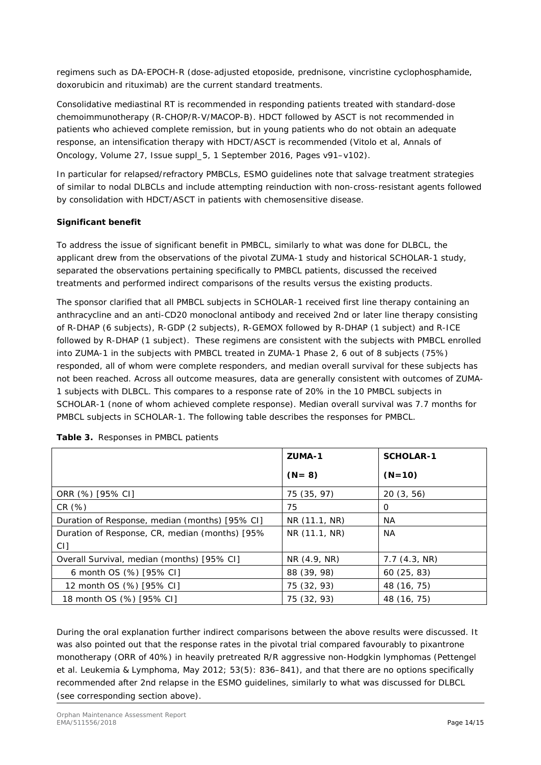regimens such as DA-EPOCH-R (dose-adjusted etoposide, prednisone, vincristine cyclophosphamide, doxorubicin and rituximab) are the current standard treatments.

Consolidative mediastinal RT is recommended in responding patients treated with standard-dose chemoimmunotherapy (R-CHOP/R-V/MACOP-B). HDCT followed by ASCT is not recommended in patients who achieved complete remission, but in young patients who do not obtain an adequate response, an intensification therapy with HDCT/ASCT is recommended (Vitolo et al, Annals of Oncology, Volume 27, Issue suppl_5, 1 September 2016, Pages v91–v102).

In particular for relapsed/refractory PMBCLs, ESMO guidelines note that salvage treatment strategies of similar to nodal DLBCLs and include attempting reinduction with non-cross-resistant agents followed by consolidation with HDCT/ASCT in patients with chemosensitive disease.

**Significant benefit**

To address the issue of significant benefit in PMBCL, similarly to what was done for DLBCL, the applicant drew from the observations of the pivotal ZUMA-1 study and historical SCHOLAR-1 study, separated the observations pertaining specifically to PMBCL patients, discussed the received treatments and performed indirect comparisons of the results versus the existing products.

The sponsor clarified that all PMBCL subjects in SCHOLAR-1 received first line therapy containing an anthracycline and an anti-CD20 monoclonal antibody and received 2nd or later line therapy consisting of R-DHAP (6 subjects), R-GDP (2 subjects), R-GEMOX followed by R-DHAP (1 subject) and R-ICE followed by R-DHAP (1 subject). These regimens are consistent with the subjects with PMBCL enrolled into ZUMA-1 in the subjects with PMBCL treated in ZUMA-1 Phase 2, 6 out of 8 subjects (75%) responded, all of whom were complete responders, and median overall survival for these subjects has not been reached. Across all outcome measures, data are generally consistent with outcomes of ZUMA-1 subjects with DLBCL. This compares to a response rate of 20% in the 10 PMBCL subjects in SCHOLAR-1 (none of whom achieved complete response). Median overall survival was 7.7 months for PMBCL subjects in SCHOLAR-1. The following table describes the responses for PMBCL.

**Table 3.** Responses in PMBCL patients

| | ZUMA-1 (N= 8) | SCHOLAR-1 (N=10) |
|---|---|---|
| ORR (%) [95% CI] | 75 (35, 97) | 20 (3, 56) |
| CR (%) | 75 | 0 |
| Duration of Response, median (months) [95% CI] | NR (11.1, NR) | NA |
| Duration of Response, CR, median (months) [95% CI] | NR (11.1, NR) | NA |
| Overall Survival, median (months) [95% CI] | NR (4.9, NR) | 7.7 (4.3, NR) |
| 6 month OS (%) [95% CI] | 88 (39, 98) | 60 (25, 83) |
| 12 month OS (%) [95% CI] | 75 (32, 93) | 48 (16, 75) |
| 18 month OS (%) [95% CI] | 75 (32, 93) | 48 (16, 75) |

During the oral explanation further indirect comparisons between the above results were discussed. It was also pointed out that the response rates in the pivotal trial compared favourably to pixantrone monotherapy (ORR of 40%) in heavily pretreated R/R aggressive non-Hodgkin lymphomas (Pettengel et al. Leukemia & Lymphoma, May 2012; 53(5): 836–841), and that there are no options specifically recommended after 2nd relapse in the ESMO guidelines, similarly to what was discussed for DLBCL (see corresponding section above).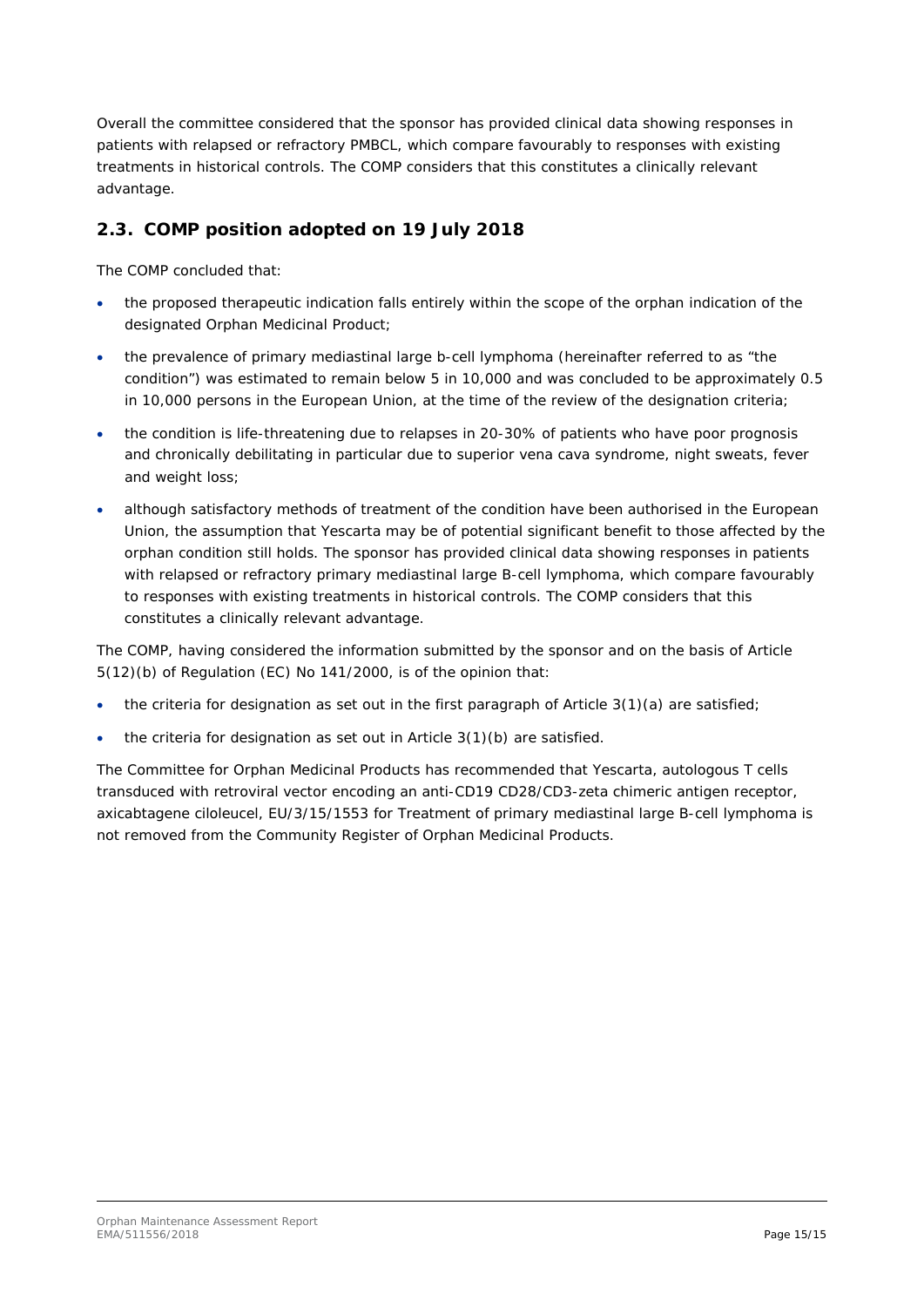Overall the committee considered that the sponsor has provided clinical data showing responses in patients with relapsed or refractory PMBCL, which compare favourably to responses with existing treatments in historical controls. The COMP considers that this constitutes a clinically relevant advantage.

## 2.3. COMP position adopted on 19 July 2018

The COMP concluded that:

- the proposed therapeutic indication falls entirely within the scope of the orphan indication of the designated Orphan Medicinal Product;
- the prevalence of primary mediastinal large b-cell lymphoma (hereinafter referred to as "the condition") was estimated to remain below 5 in 10,000 and was concluded to be approximately 0.5 in 10,000 persons in the European Union, at the time of the review of the designation criteria;
- the condition is life-threatening due to relapses in 20-30% of patients who have poor prognosis and chronically debilitating in particular due to superior vena cava syndrome, night sweats, fever and weight loss;
- although satisfactory methods of treatment of the condition have been authorised in the European Union, the assumption that Yescarta may be of potential significant benefit to those affected by the orphan condition still holds. The sponsor has provided clinical data showing responses in patients with relapsed or refractory primary mediastinal large B-cell lymphoma, which compare favourably to responses with existing treatments in historical controls. The COMP considers that this constitutes a clinically relevant advantage.

The COMP, having considered the information submitted by the sponsor and on the basis of Article 5(12)(b) of Regulation (EC) No 141/2000, is of the opinion that:

- the criteria for designation as set out in the first paragraph of Article 3(1)(a) are satisfied;
- the criteria for designation as set out in Article 3(1)(b) are satisfied.

The Committee for Orphan Medicinal Products has recommended that Yescarta, autologous T cells transduced with retroviral vector encoding an anti-CD19 CD28/CD3-zeta chimeric antigen receptor, axicabtagene ciloleucel, EU/3/15/1553 for Treatment of primary mediastinal large B-cell lymphoma is not removed from the Community Register of Orphan Medicinal Products.